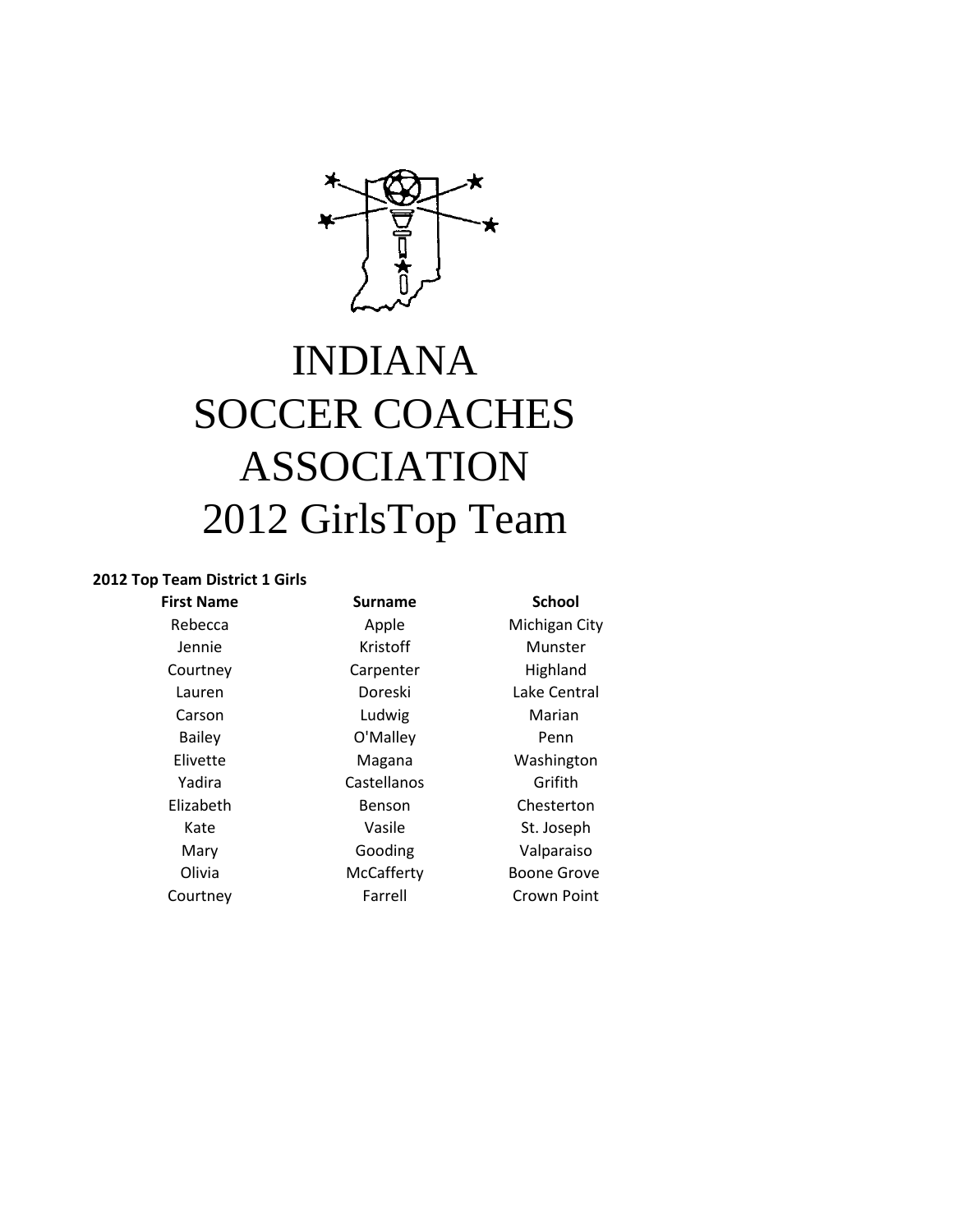# INDIANA
# SOCCER COACHES
# ASSOCIATION
# 2012 GirlsTop Team

**2012 Top Team District 1 Girls**

| First Name | Surname | School |
|---|---|---|
| Rebecca | Apple | Michigan City |
| Jennie | Kristoff | Munster |
| Courtney | Carpenter | Highland |
| Lauren | Doreski | Lake Central |
| Carson | Ludwig | Marian |
| Bailey | O'Malley | Penn |
| Elivette | Magana | Washington |
| Yadira | Castellanos | Grifith |
| Elizabeth | Benson | Chesterton |
| Kate | Vasile | St. Joseph |
| Mary | Gooding | Valparaiso |
| Olivia | McCafferty | Boone Grove |
| Courtney | Farrell | Crown Point |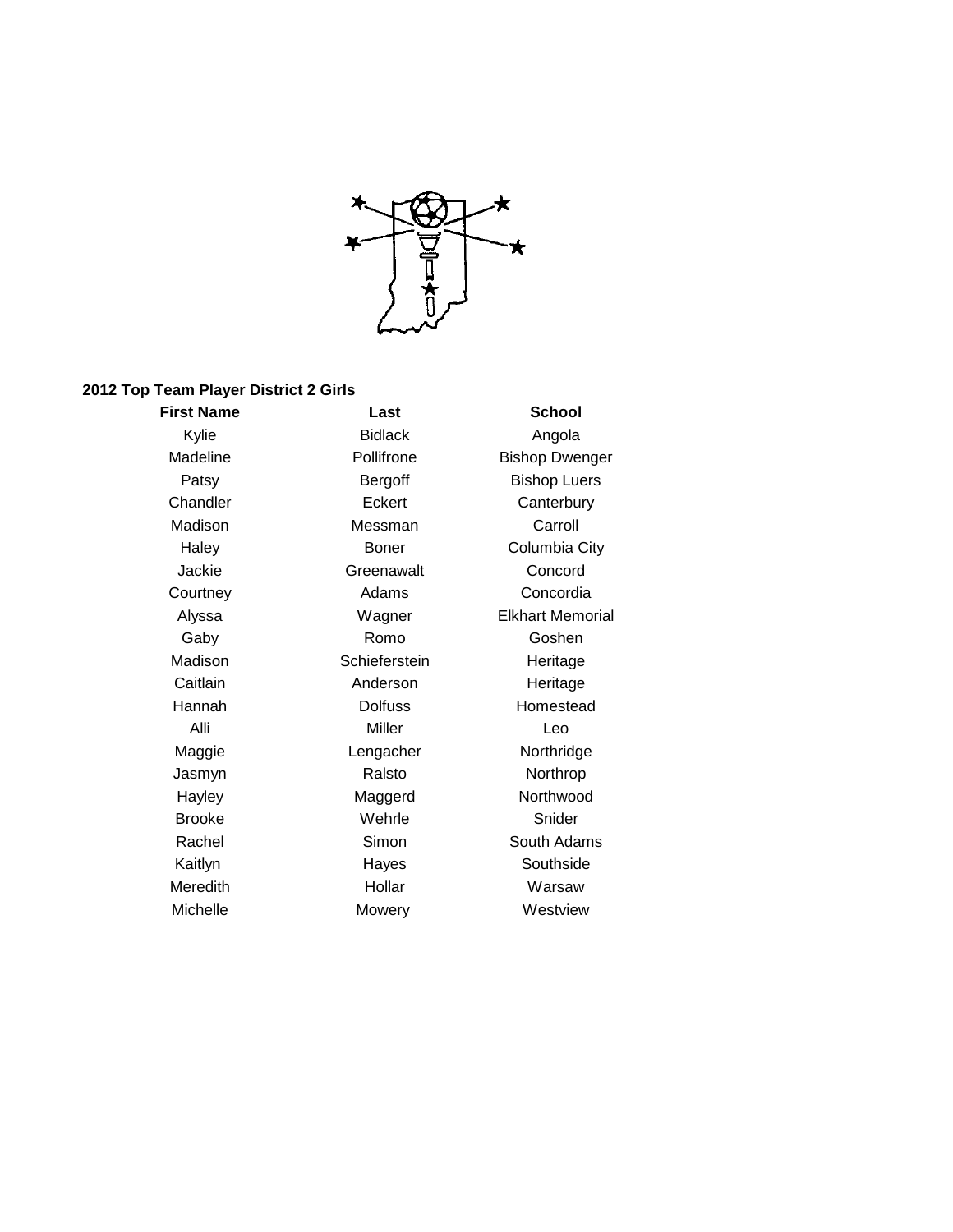**2012 Top Team Player District 2 Girls**

| First Name | Last | School |
|---|---|---|
| Kylie | Bidlack | Angola |
| Madeline | Pollifrone | Bishop Dwenger |
| Patsy | Bergoff | Bishop Luers |
| Chandler | Eckert | Canterbury |
| Madison | Messman | Carroll |
| Haley | Boner | Columbia City |
| Jackie | Greenawalt | Concord |
| Courtney | Adams | Concordia |
| Alyssa | Wagner | Elkhart Memorial |
| Gaby | Romo | Goshen |
| Madison | Schieferstein | Heritage |
| Caitlain | Anderson | Heritage |
| Hannah | Dolfuss | Homestead |
| Alli | Miller | Leo |
| Maggie | Lengacher | Northridge |
| Jasmyn | Ralsto | Northrop |
| Hayley | Maggerd | Northwood |
| Brooke | Wehrle | Snider |
| Rachel | Simon | South Adams |
| Kaitlyn | Hayes | Southside |
| Meredith | Hollar | Warsaw |
| Michelle | Mowery | Westview |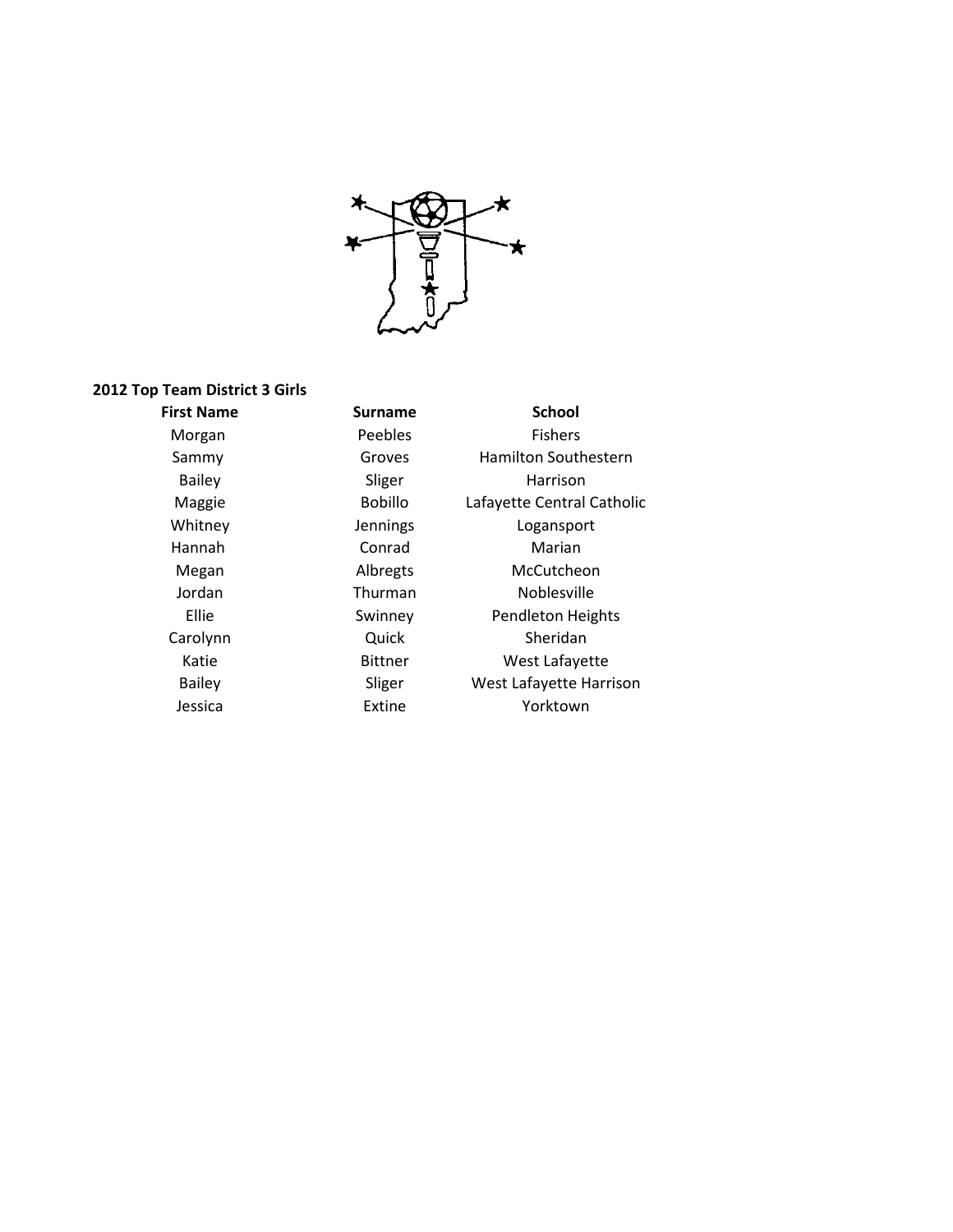**2012 Top Team District 3 Girls**

| First Name | Surname | School |
|---|---|---|
| Morgan | Peebles | Fishers |
| Sammy | Groves | Hamilton Southestern |
| Bailey | Sliger | Harrison |
| Maggie | Bobillo | Lafayette Central Catholic |
| Whitney | Jennings | Logansport |
| Hannah | Conrad | Marian |
| Megan | Albregts | McCutcheon |
| Jordan | Thurman | Noblesville |
| Ellie | Swinney | Pendleton Heights |
| Carolynn | Quick | Sheridan |
| Katie | Bittner | West Lafayette |
| Bailey | Sliger | West Lafayette Harrison |
| Jessica | Extine | Yorktown |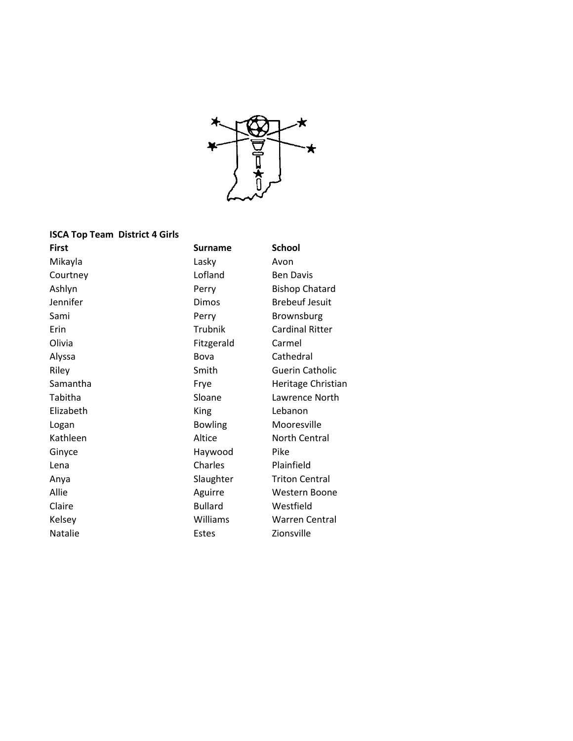**ISCA Top Team District 4 Girls**

| First | Surname | School |
|---|---|---|
| Mikayla | Lasky | Avon |
| Courtney | Lofland | Ben Davis |
| Ashlyn | Perry | Bishop Chatard |
| Jennifer | Dimos | Brebeuf Jesuit |
| Sami | Perry | Brownsburg |
| Erin | Trubnik | Cardinal Ritter |
| Olivia | Fitzgerald | Carmel |
| Alyssa | Bova | Cathedral |
| Riley | Smith | Guerin Catholic |
| Samantha | Frye | Heritage Christian |
| Tabitha | Sloane | Lawrence North |
| Elizabeth | King | Lebanon |
| Logan | Bowling | Mooresville |
| Kathleen | Altice | North Central |
| Ginyce | Haywood | Pike |
| Lena | Charles | Plainfield |
| Anya | Slaughter | Triton Central |
| Allie | Aguirre | Western Boone |
| Claire | Bullard | Westfield |
| Kelsey | Williams | Warren Central |
| Natalie | Estes | Zionsville |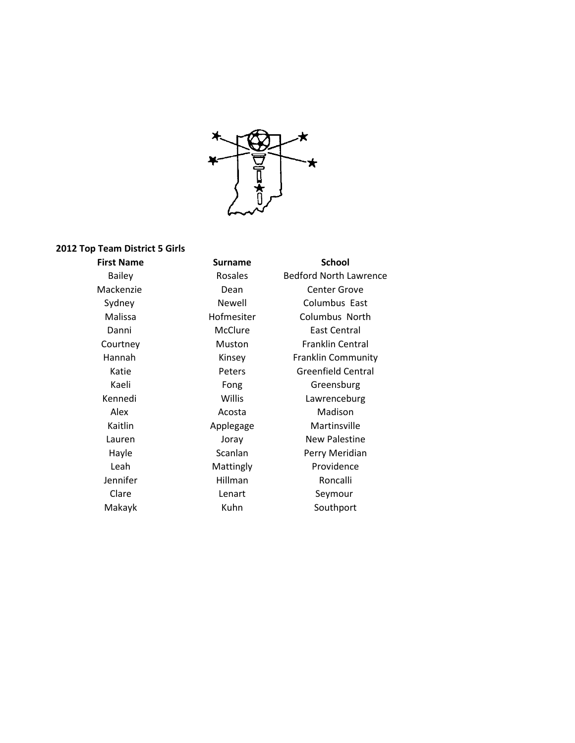**2012 Top Team District 5 Girls**

| First Name | Surname | School |
|---|---|---|
| Bailey | Rosales | Bedford North Lawrence |
| Mackenzie | Dean | Center Grove |
| Sydney | Newell | Columbus East |
| Malissa | Hofmesiter | Columbus North |
| Danni | McClure | East Central |
| Courtney | Muston | Franklin Central |
| Hannah | Kinsey | Franklin Community |
| Katie | Peters | Greenfield Central |
| Kaeli | Fong | Greensburg |
| Kennedi | Willis | Lawrenceburg |
| Alex | Acosta | Madison |
| Kaitlin | Applegage | Martinsville |
| Lauren | Joray | New Palestine |
| Hayle | Scanlan | Perry Meridian |
| Leah | Mattingly | Providence |
| Jennifer | Hillman | Roncalli |
| Clare | Lenart | Seymour |
| Makayk | Kuhn | Southport |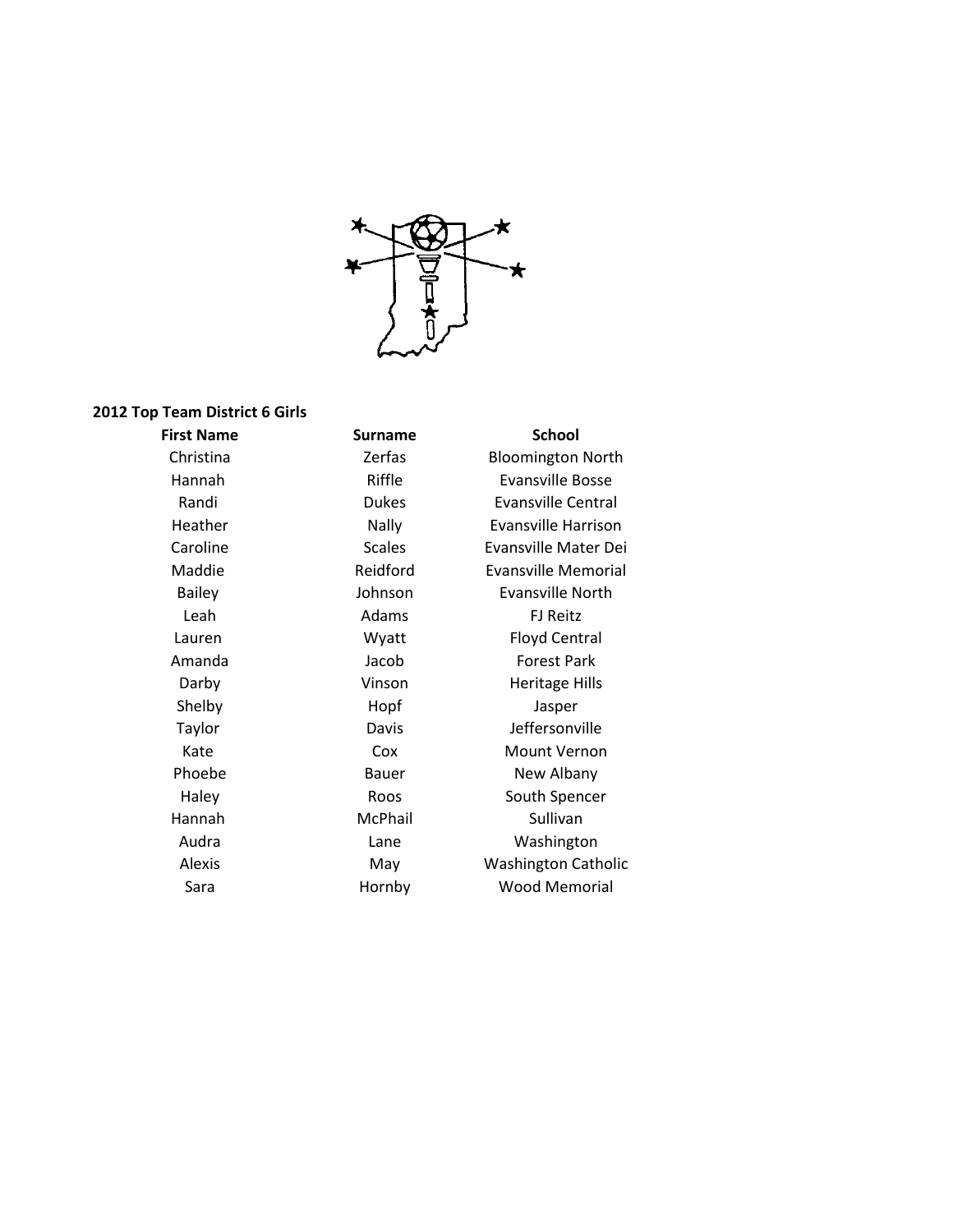**2012 Top Team District 6 Girls**

| First Name | Surname | School |
|---|---|---|
| Christina | Zerfas | Bloomington North |
| Hannah | Riffle | Evansville Bosse |
| Randi | Dukes | Evansville Central |
| Heather | Nally | Evansville Harrison |
| Caroline | Scales | Evansville Mater Dei |
| Maddie | Reidford | Evansville Memorial |
| Bailey | Johnson | Evansville North |
| Leah | Adams | FJ Reitz |
| Lauren | Wyatt | Floyd Central |
| Amanda | Jacob | Forest Park |
| Darby | Vinson | Heritage Hills |
| Shelby | Hopf | Jasper |
| Taylor | Davis | Jeffersonville |
| Kate | Cox | Mount Vernon |
| Phoebe | Bauer | New Albany |
| Haley | Roos | South Spencer |
| Hannah | McPhail | Sullivan |
| Audra | Lane | Washington |
| Alexis | May | Washington Catholic |
| Sara | Hornby | Wood Memorial |